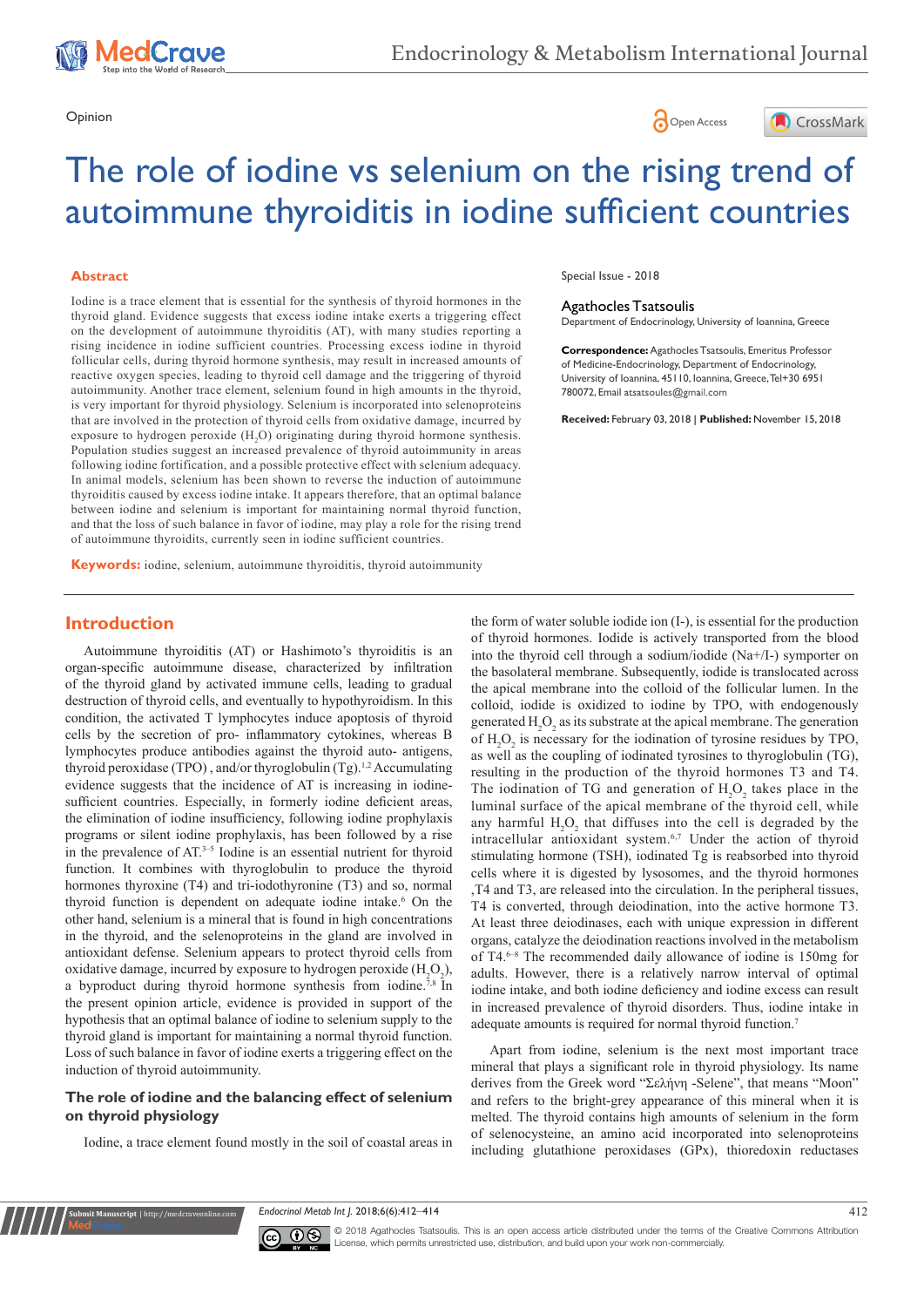Opinion

# The role of iodine vs selenium on the rising trend of autoimmune thyroiditis in iodine sufficient countries

## Abstract

Iodine is a trace element that is essential for the synthesis of thyroid hormones in the thyroid gland. Evidence suggests that excess iodine intake exerts a triggering effect on the development of autoimmune thyroiditis (AT), with many studies reporting a rising incidence in iodine sufficient countries. Processing excess iodine in thyroid follicular cells, during thyroid hormone synthesis, may result in increased amounts of reactive oxygen species, leading to thyroid cell damage and the triggering of thyroid autoimmunity. Another trace element, selenium found in high amounts in the thyroid, is very important for thyroid physiology. Selenium is incorporated into selenoproteins that are involved in the protection of thyroid cells from oxidative damage, incurred by exposure to hydrogen peroxide ($H_2O$) originating during thyroid hormone synthesis. Population studies suggest an increased prevalence of thyroid autoimmunity in areas following iodine fortification, and a possible protective effect with selenium adequacy. In animal models, selenium has been shown to reverse the induction of autoimmune thyroiditis caused by excess iodine intake. It appears therefore, that an optimal balance between iodine and selenium is important for maintaining normal thyroid function, and that the loss of such balance in favor of iodine, may play a role for the rising trend of autoimmune thyroidits, currently seen in iodine sufficient countries.

**Keywords:** iodine, selenium, autoimmune thyroiditis, thyroid autoimmunity

Special Issue - 2018

Agathocles Tsatsoulis

Department of Endocrinology, University of Ioannina, Greece

**Correspondence:** Agathocles Tsatsoulis, Emeritus Professor of Medicine-Endocrinology, Department of Endocrinology, University of Ioannina, 45110, Ioannina, Greece, Tel+30 6951 780072, Email atsatsoules@gmail.com

**Received:** February 03, 2018 | **Published:** November 15, 2018

## Introduction

Autoimmune thyroiditis (AT) or Hashimoto's thyroiditis is an organ-specific autoimmune disease, characterized by infiltration of the thyroid gland by activated immune cells, leading to gradual destruction of thyroid cells, and eventually to hypothyroidism. In this condition, the activated T lymphocytes induce apoptosis of thyroid cells by the secretion of pro- inflammatory cytokines, whereas B lymphocytes produce antibodies against the thyroid auto- antigens, thyroid peroxidase (TPO) , and/or thyroglobulin (Tg).[1,2] Accumulating evidence suggests that the incidence of AT is increasing in iodine-sufficient countries. Especially, in formerly iodine deficient areas, the elimination of iodine insufficiency, following iodine prophylaxis programs or silent iodine prophylaxis, has been followed by a rise in the prevalence of AT.[3–5] Iodine is an essential nutrient for thyroid function. It combines with thyroglobulin to produce the thyroid hormones thyroxine (T4) and tri-iodothyronine (T3) and so, normal thyroid function is dependent on adequate iodine intake.[6] On the other hand, selenium is a mineral that is found in high concentrations in the thyroid, and the selenoproteins in the gland are involved in antioxidant defense. Selenium appears to protect thyroid cells from oxidative damage, incurred by exposure to hydrogen peroxide ($H_2O_2$), a byproduct during thyroid hormone synthesis from iodine.[7,8] In the present opinion article, evidence is provided in support of the hypothesis that an optimal balance of iodine to selenium supply to the thyroid gland is important for maintaining a normal thyroid function. Loss of such balance in favor of iodine exerts a triggering effect on the induction of thyroid autoimmunity.

### The role of iodine and the balancing effect of selenium on thyroid physiology

Iodine, a trace element found mostly in the soil of coastal areas in the form of water soluble iodide ion (I-), is essential for the production of thyroid hormones. Iodide is actively transported from the blood into the thyroid cell through a sodium/iodide (Na+/I-) symporter on the basolateral membrane. Subsequently, iodide is translocated across the apical membrane into the colloid of the follicular lumen. In the colloid, iodide is oxidized to iodine by TPO, with endogenously generated $H_2O_2$ as its substrate at the apical membrane. The generation of $H_2O_2$ is necessary for the iodination of tyrosine residues by TPO, as well as the coupling of iodinated tyrosines to thyroglobulin (TG), resulting in the production of the thyroid hormones T3 and T4. The iodination of TG and generation of $H_2O_2$ takes place in the luminal surface of the apical membrane of the thyroid cell, while any harmful $H_2O_2$ that diffuses into the cell is degraded by the intracellular antioxidant system.[6,7] Under the action of thyroid stimulating hormone (TSH), iodinated Tg is reabsorbed into thyroid cells where it is digested by lysosomes, and the thyroid hormones ,T4 and T3, are released into the circulation. In the peripheral tissues, T4 is converted, through deiodination, into the active hormone T3. At least three deiodinases, each with unique expression in different organs, catalyze the deiodination reactions involved in the metabolism of T4.[6–8] The recommended daily allowance of iodine is 150mg for adults. However, there is a relatively narrow interval of optimal iodine intake, and both iodine deficiency and iodine excess can result in increased prevalence of thyroid disorders. Thus, iodine intake in adequate amounts is required for normal thyroid function.[7]

Apart from iodine, selenium is the next most important trace mineral that plays a significant role in thyroid physiology. Its name derives from the Greek word "Σελήνη -Selene", that means "Moon" and refers to the bright-grey appearance of this mineral when it is melted. The thyroid contains high amounts of selenium in the form of selenocysteine, an amino acid incorporated into selenoproteins including glutathione peroxidases (GPx), thioredoxin reductases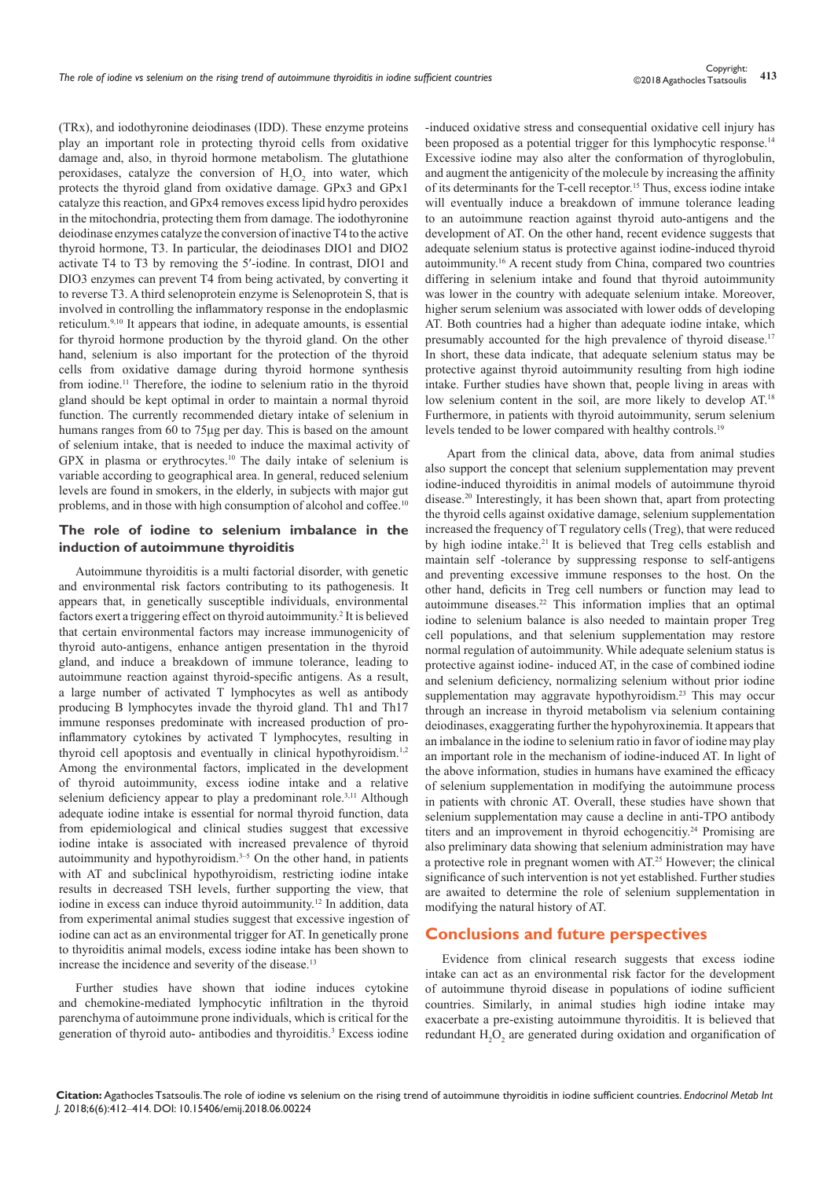(TRx), and iodothyronine deiodinases (IDD). These enzyme proteins play an important role in protecting thyroid cells from oxidative damage and, also, in thyroid hormone metabolism. The glutathione peroxidases, catalyze the conversion of $H_2O_2$ into water, which protects the thyroid gland from oxidative damage. GPx3 and GPx1 catalyze this reaction, and GPx4 removes excess lipid hydro peroxides in the mitochondria, protecting them from damage. The iodothyronine deiodinase enzymes catalyze the conversion of inactive T4 to the active thyroid hormone, T3. In particular, the deiodinases DIO1 and DIO2 activate T4 to T3 by removing the 5′-iodine. In contrast, DIO1 and DIO3 enzymes can prevent T4 from being activated, by converting it to reverse T3. A third selenoprotein enzyme is Selenoprotein S, that is involved in controlling the inflammatory response in the endoplasmic reticulum.[9,10] It appears that iodine, in adequate amounts, is essential for thyroid hormone production by the thyroid gland. On the other hand, selenium is also important for the protection of the thyroid cells from oxidative damage during thyroid hormone synthesis from iodine.[11] Therefore, the iodine to selenium ratio in the thyroid gland should be kept optimal in order to maintain a normal thyroid function. The currently recommended dietary intake of selenium in humans ranges from 60 to 75μg per day. This is based on the amount of selenium intake, that is needed to induce the maximal activity of GPX in plasma or erythrocytes.[10] The daily intake of selenium is variable according to geographical area. In general, reduced selenium levels are found in smokers, in the elderly, in subjects with major gut problems, and in those with high consumption of alcohol and coffee.[10]

## The role of iodine to selenium imbalance in the induction of autoimmune thyroiditis

Autoimmune thyroiditis is a multi factorial disorder, with genetic and environmental risk factors contributing to its pathogenesis. It appears that, in genetically susceptible individuals, environmental factors exert a triggering effect on thyroid autoimmunity.[2] It is believed that certain environmental factors may increase immunogenicity of thyroid auto-antigens, enhance antigen presentation in the thyroid gland, and induce a breakdown of immune tolerance, leading to autoimmune reaction against thyroid-specific antigens. As a result, a large number of activated T lymphocytes as well as antibody producing B lymphocytes invade the thyroid gland. Th1 and Th17 immune responses predominate with increased production of pro-inflammatory cytokines by activated T lymphocytes, resulting in thyroid cell apoptosis and eventually in clinical hypothyroidism.[1,2] Among the environmental factors, implicated in the development of thyroid autoimmunity, excess iodine intake and a relative selenium deficiency appear to play a predominant role.[3,11] Although adequate iodine intake is essential for normal thyroid function, data from epidemiological and clinical studies suggest that excessive iodine intake is associated with increased prevalence of thyroid autoimmunity and hypothyroidism.[3–5] On the other hand, in patients with AT and subclinical hypothyroidism, restricting iodine intake results in decreased TSH levels, further supporting the view, that iodine in excess can induce thyroid autoimmunity.[12] In addition, data from experimental animal studies suggest that excessive ingestion of iodine can act as an environmental trigger for AT. In genetically prone to thyroiditis animal models, excess iodine intake has been shown to increase the incidence and severity of the disease.[13]

Further studies have shown that iodine induces cytokine and chemokine-mediated lymphocytic infiltration in the thyroid parenchyma of autoimmune prone individuals, which is critical for the generation of thyroid auto- antibodies and thyroiditis.[3] Excess iodine -induced oxidative stress and consequential oxidative cell injury has been proposed as a potential trigger for this lymphocytic response.[14] Excessive iodine may also alter the conformation of thyroglobulin, and augment the antigenicity of the molecule by increasing the affinity of its determinants for the T-cell receptor.[15] Thus, excess iodine intake will eventually induce a breakdown of immune tolerance leading to an autoimmune reaction against thyroid auto-antigens and the development of AT. On the other hand, recent evidence suggests that adequate selenium status is protective against iodine-induced thyroid autoimmunity.[16] A recent study from China, compared two countries differing in selenium intake and found that thyroid autoimmunity was lower in the country with adequate selenium intake. Moreover, higher serum selenium was associated with lower odds of developing AT. Both countries had a higher than adequate iodine intake, which presumably accounted for the high prevalence of thyroid disease.[17] In short, these data indicate, that adequate selenium status may be protective against thyroid autoimmunity resulting from high iodine intake. Further studies have shown that, people living in areas with low selenium content in the soil, are more likely to develop AT.[18] Furthermore, in patients with thyroid autoimmunity, serum selenium levels tended to be lower compared with healthy controls.[19]

Apart from the clinical data, above, data from animal studies also support the concept that selenium supplementation may prevent iodine-induced thyroiditis in animal models of autoimmune thyroid disease.[20] Interestingly, it has been shown that, apart from protecting the thyroid cells against oxidative damage, selenium supplementation increased the frequency of T regulatory cells (Treg), that were reduced by high iodine intake.[21] It is believed that Treg cells establish and maintain self -tolerance by suppressing response to self-antigens and preventing excessive immune responses to the host. On the other hand, deficits in Treg cell numbers or function may lead to autoimmune diseases.[22] This information implies that an optimal iodine to selenium balance is also needed to maintain proper Treg cell populations, and that selenium supplementation may restore normal regulation of autoimmunity. While adequate selenium status is protective against iodine- induced AT, in the case of combined iodine and selenium deficiency, normalizing selenium without prior iodine supplementation may aggravate hypothyroidism.[23] This may occur through an increase in thyroid metabolism via selenium containing deiodinases, exaggerating further the hypohyroxinemia. It appears that an imbalance in the iodine to selenium ratio in favor of iodine may play an important role in the mechanism of iodine-induced AT. In light of the above information, studies in humans have examined the efficacy of selenium supplementation in modifying the autoimmune process in patients with chronic AT. Overall, these studies have shown that selenium supplementation may cause a decline in anti-TPO antibody titers and an improvement in thyroid echogencitiy.[24] Promising are also preliminary data showing that selenium administration may have a protective role in pregnant women with AT.[25] However; the clinical significance of such intervention is not yet established. Further studies are awaited to determine the role of selenium supplementation in modifying the natural history of AT.

## Conclusions and future perspectives

Evidence from clinical research suggests that excess iodine intake can act as an environmental risk factor for the development of autoimmune thyroid disease in populations of iodine sufficient countries. Similarly, in animal studies high iodine intake may exacerbate a pre-existing autoimmune thyroiditis. It is believed that redundant $H_2O_2$ are generated during oxidation and organification of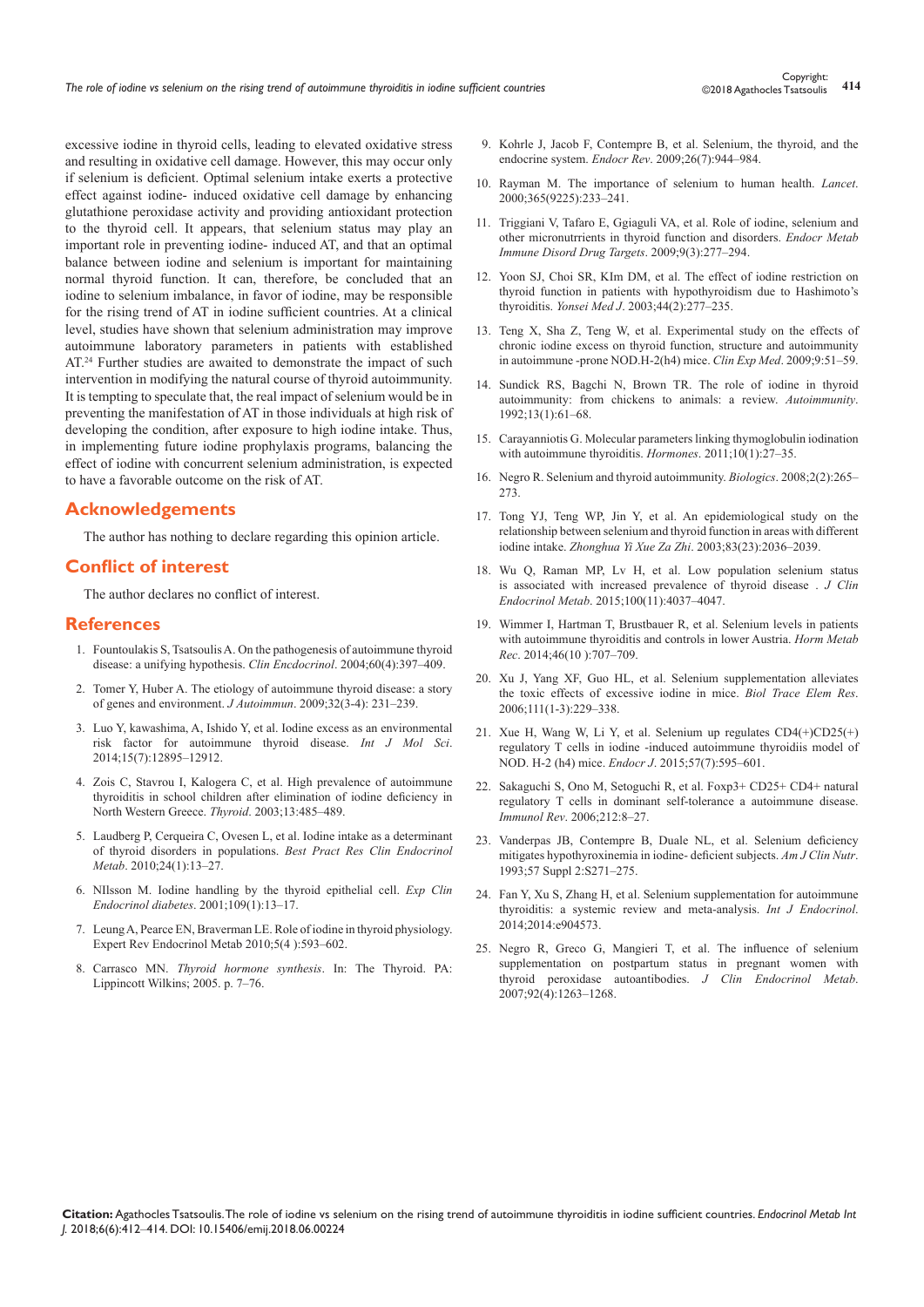excessive iodine in thyroid cells, leading to elevated oxidative stress and resulting in oxidative cell damage. However, this may occur only if selenium is deficient. Optimal selenium intake exerts a protective effect against iodine- induced oxidative cell damage by enhancing glutathione peroxidase activity and providing antioxidant protection to the thyroid cell. It appears, that selenium status may play an important role in preventing iodine- induced AT, and that an optimal balance between iodine and selenium is important for maintaining normal thyroid function. It can, therefore, be concluded that an iodine to selenium imbalance, in favor of iodine, may be responsible for the rising trend of AT in iodine sufficient countries. At a clinical level, studies have shown that selenium administration may improve autoimmune laboratory parameters in patients with established AT.[24] Further studies are awaited to demonstrate the impact of such intervention in modifying the natural course of thyroid autoimmunity. It is tempting to speculate that, the real impact of selenium would be in preventing the manifestation of AT in those individuals at high risk of developing the condition, after exposure to high iodine intake. Thus, in implementing future iodine prophylaxis programs, balancing the effect of iodine with concurrent selenium administration, is expected to have a favorable outcome on the risk of AT.

## Acknowledgements

The author has nothing to declare regarding this opinion article.

## Conflict of interest

The author declares no conflict of interest.

## References

1. Fountoulakis S, Tsatsoulis A. On the pathogenesis of autoimmune thyroid disease: a unifying hypothesis. *Clin Encdocrinol*. 2004;60(4):397–409.
2. Tomer Y, Huber A. The etiology of autoimmune thyroid disease: a story of genes and environment. *J Autoimmun*. 2009;32(3-4): 231–239.
3. Luo Y, kawashima, A, Ishido Y, et al. Iodine excess as an environmental risk factor for autoimmune thyroid disease. *Int J Mol Sci*. 2014;15(7):12895–12912.
4. Zois C, Stavrou I, Kalogera C, et al. High prevalence of autoimmune thyroiditis in school children after elimination of iodine deficiency in North Western Greece. *Thyroid*. 2003;13:485–489.
5. Laudberg P, Cerqueira C, Ovesen L, et al. Iodine intake as a determinant of thyroid disorders in populations. *Best Pract Res Clin Endocrinol Metab*. 2010;24(1):13–27.
6. NIlsson M. Iodine handling by the thyroid epithelial cell. *Exp Clin Endocrinol diabetes*. 2001;109(1):13–17.
7. Leung A, Pearce EN, Braverman LE. Role of iodine in thyroid physiology. Expert Rev Endocrinol Metab 2010;5(4 ):593–602.
8. Carrasco MN. *Thyroid hormone synthesis*. In: The Thyroid. PA: Lippincott Wilkins; 2005. p. 7–76.
9. Kohrle J, Jacob F, Contempre B, et al. Selenium, the thyroid, and the endocrine system. *Endocr Rev*. 2009;26(7):944–984.
10. Rayman M. The importance of selenium to human health. *Lancet*. 2000;365(9225):233–241.
11. Triggiani V, Tafaro E, Ggiaguli VA, et al. Role of iodine, selenium and other micronutrrients in thyroid function and disorders. *Endocr Metab Immune Disord Drug Targets*. 2009;9(3):277–294.
12. Yoon SJ, Choi SR, KIm DM, et al. The effect of iodine restriction on thyroid function in patients with hypothyroidism due to Hashimoto's thyroiditis. *Yonsei Med J*. 2003;44(2):277–235.
13. Teng X, Sha Z, Teng W, et al. Experimental study on the effects of chronic iodine excess on thyroid function, structure and autoimmunity in autoimmune -prone NOD.H-2(h4) mice. *Clin Exp Med*. 2009;9:51–59.
14. Sundick RS, Bagchi N, Brown TR. The role of iodine in thyroid autoimmunity: from chickens to animals: a review. *Autoimmunity*. 1992;13(1):61–68.
15. Carayanniotis G. Molecular parameters linking thymoglobulin iodination with autoimmune thyroiditis. *Hormones*. 2011;10(1):27–35.
16. Negro R. Selenium and thyroid autoimmunity. *Biologics*. 2008;2(2):265–273.
17. Tong YJ, Teng WP, Jin Y, et al. An epidemiological study on the relationship between selenium and thyroid function in areas with different iodine intake. *Zhonghua Yi Xue Za Zhi*. 2003;83(23):2036–2039.
18. Wu Q, Raman MP, Lv H, et al. Low population selenium status is associated with increased prevalence of thyroid disease . *J Clin Endocrinol Metab*. 2015;100(11):4037–4047.
19. Wimmer I, Hartman T, Brustbauer R, et al. Selenium levels in patients with autoimmune thyroiditis and controls in lower Austria. *Horm Metab Rec*. 2014;46(10 ):707–709.
20. Xu J, Yang XF, Guo HL, et al. Selenium supplementation alleviates the toxic effects of excessive iodine in mice. *Biol Trace Elem Res*. 2006;111(1-3):229–338.
21. Xue H, Wang W, Li Y, et al. Selenium up regulates CD4(+)CD25(+) regulatory T cells in iodine -induced autoimmune thyroidiis model of NOD. H-2 (h4) mice. *Endocr J*. 2015;57(7):595–601.
22. Sakaguchi S, Ono M, Setoguchi R, et al. Foxp3+ CD25+ CD4+ natural regulatory T cells in dominant self-tolerance a autoimmune disease. *Immunol Rev*. 2006;212:8–27.
23. Vanderpas JB, Contempre B, Duale NL, et al. Selenium deficiency mitigates hypothyroxinemia in iodine- deficient subjects. *Am J Clin Nutr*. 1993;57 Suppl 2:S271–275.
24. Fan Y, Xu S, Zhang H, et al. Selenium supplementation for autoimmune thyroiditis: a systemic review and meta-analysis. *Int J Endocrinol*. 2014;2014:e904573.
25. Negro R, Greco G, Mangieri T, et al. The influence of selenium supplementation on postpartum status in pregnant women with thyroid peroxidase autoantibodies. *J Clin Endocrinol Metab*. 2007;92(4):1263–1268.